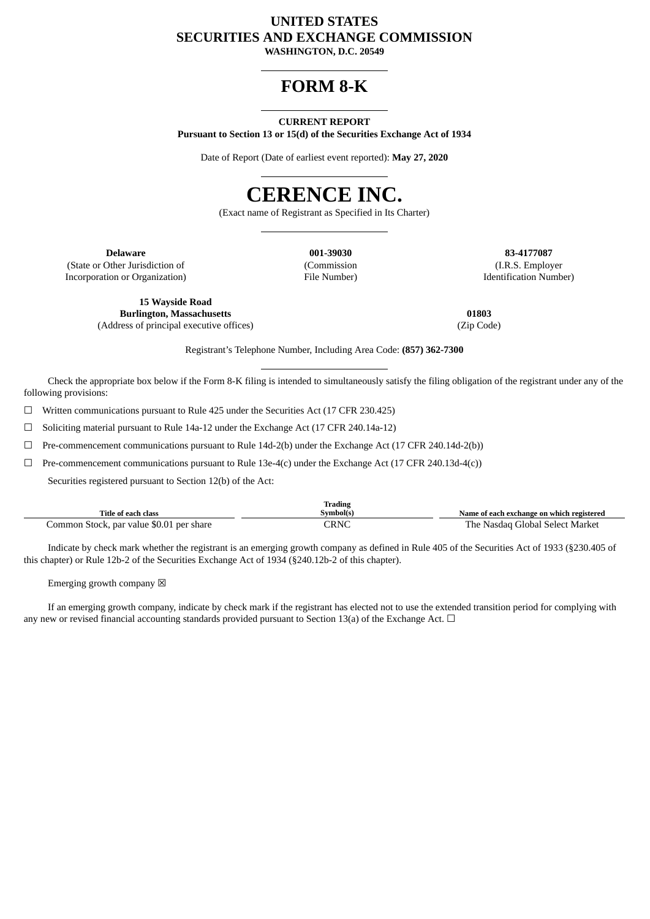# UNITED STATES
# SECURITIES AND EXCHANGE COMMISSION

**WASHINGTON, D.C. 20549**

# FORM 8-K

**CURRENT REPORT**
**Pursuant to Section 13 or 15(d) of the Securities Exchange Act of 1934**

Date of Report (Date of earliest event reported): **May 27, 2020**

# CERENCE INC.

(Exact name of Registrant as Specified in Its Charter)

| **Delaware** | **001-39030** | **83-4177087** |
|---|---|---|
| (State or Other Jurisdiction of Incorporation or Organization) | (Commission File Number) | (I.R.S. Employer Identification Number) |

| **15 Wayside Road Burlington, Massachusetts** | **01803** |
|---|---|
| (Address of principal executive offices) | (Zip Code) |

Registrant's Telephone Number, Including Area Code: **(857) 362-7300**

Check the appropriate box below if the Form 8-K filing is intended to simultaneously satisfy the filing obligation of the registrant under any of the following provisions:

☐ Written communications pursuant to Rule 425 under the Securities Act (17 CFR 230.425)

☐ Soliciting material pursuant to Rule 14a-12 under the Exchange Act (17 CFR 240.14a-12)

☐ Pre-commencement communications pursuant to Rule 14d-2(b) under the Exchange Act (17 CFR 240.14d-2(b))

☐ Pre-commencement communications pursuant to Rule 13e-4(c) under the Exchange Act (17 CFR 240.13d-4(c))

Securities registered pursuant to Section 12(b) of the Act:

| Title of each class | Trading Symbol(s) | Name of each exchange on which registered |
|---|---|---|
| Common Stock, par value $0.01 per share | CRNC | The Nasdaq Global Select Market |

Indicate by check mark whether the registrant is an emerging growth company as defined in Rule 405 of the Securities Act of 1933 (§230.405 of this chapter) or Rule 12b-2 of the Securities Exchange Act of 1934 (§240.12b-2 of this chapter).

Emerging growth company ☒

If an emerging growth company, indicate by check mark if the registrant has elected not to use the extended transition period for complying with any new or revised financial accounting standards provided pursuant to Section 13(a) of the Exchange Act. ☐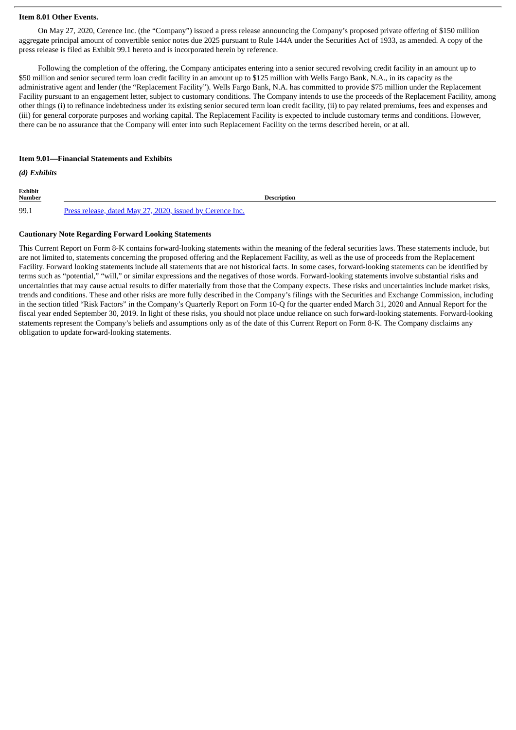**Item 8.01 Other Events.**

On May 27, 2020, Cerence Inc. (the "Company") issued a press release announcing the Company's proposed private offering of $150 million aggregate principal amount of convertible senior notes due 2025 pursuant to Rule 144A under the Securities Act of 1933, as amended. A copy of the press release is filed as Exhibit 99.1 hereto and is incorporated herein by reference.

Following the completion of the offering, the Company anticipates entering into a senior secured revolving credit facility in an amount up to $50 million and senior secured term loan credit facility in an amount up to $125 million with Wells Fargo Bank, N.A., in its capacity as the administrative agent and lender (the "Replacement Facility"). Wells Fargo Bank, N.A. has committed to provide $75 million under the Replacement Facility pursuant to an engagement letter, subject to customary conditions. The Company intends to use the proceeds of the Replacement Facility, among other things (i) to refinance indebtedness under its existing senior secured term loan credit facility, (ii) to pay related premiums, fees and expenses and (iii) for general corporate purposes and working capital. The Replacement Facility is expected to include customary terms and conditions. However, there can be no assurance that the Company will enter into such Replacement Facility on the terms described herein, or at all.

**Item 9.01—Financial Statements and Exhibits**

***(d) Exhibits***

| Exhibit Number | Description |
|---|---|
| 99.1 | Press release, dated May 27, 2020, issued by Cerence Inc. |

**Cautionary Note Regarding Forward Looking Statements**

This Current Report on Form 8-K contains forward-looking statements within the meaning of the federal securities laws. These statements include, but are not limited to, statements concerning the proposed offering and the Replacement Facility, as well as the use of proceeds from the Replacement Facility. Forward looking statements include all statements that are not historical facts. In some cases, forward-looking statements can be identified by terms such as "potential," "will," or similar expressions and the negatives of those words. Forward-looking statements involve substantial risks and uncertainties that may cause actual results to differ materially from those that the Company expects. These risks and uncertainties include market risks, trends and conditions. These and other risks are more fully described in the Company's filings with the Securities and Exchange Commission, including in the section titled "Risk Factors" in the Company's Quarterly Report on Form 10-Q for the quarter ended March 31, 2020 and Annual Report for the fiscal year ended September 30, 2019. In light of these risks, you should not place undue reliance on such forward-looking statements. Forward-looking statements represent the Company's beliefs and assumptions only as of the date of this Current Report on Form 8-K. The Company disclaims any obligation to update forward-looking statements.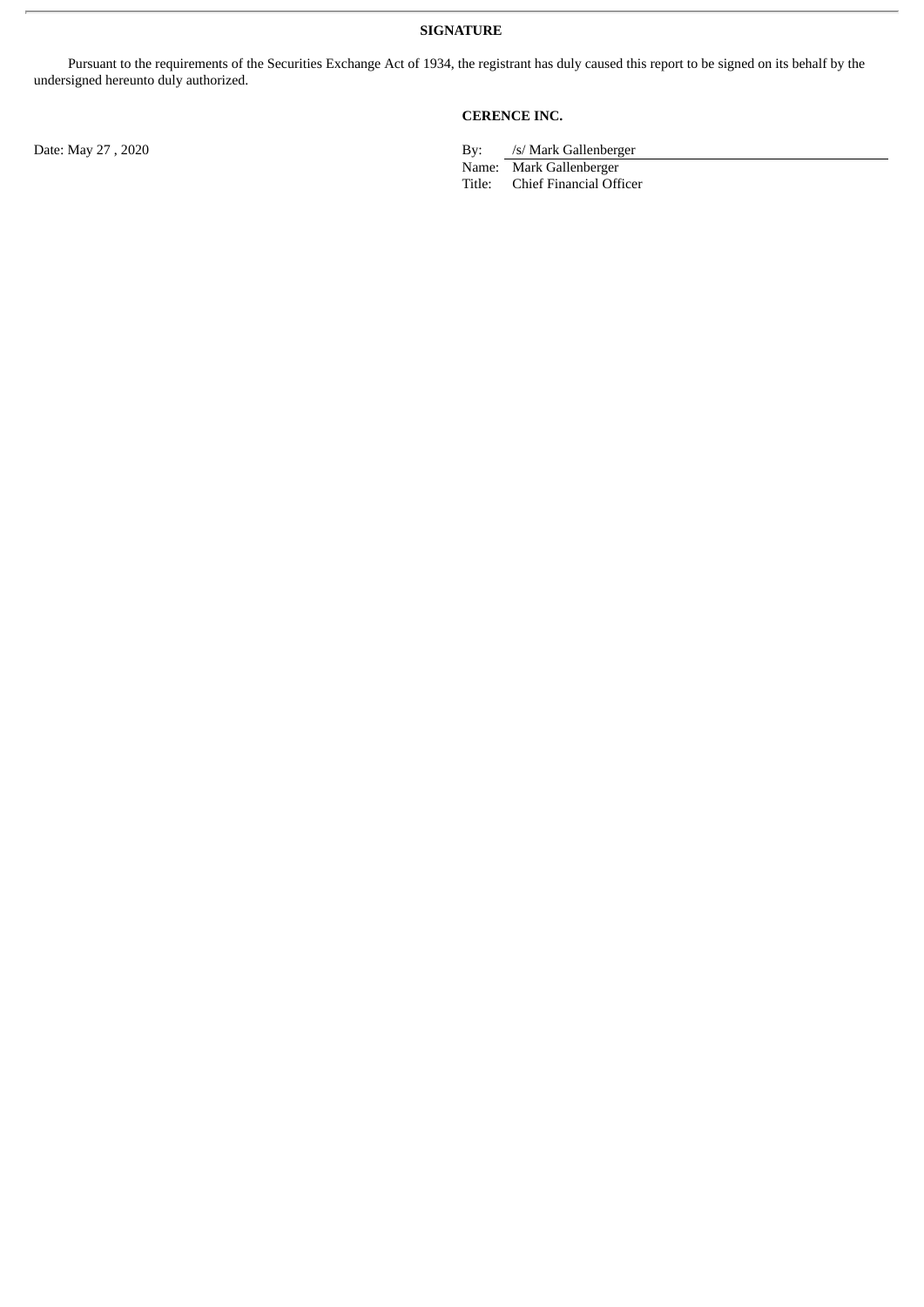## SIGNATURE

Pursuant to the requirements of the Securities Exchange Act of 1934, the registrant has duly caused this report to be signed on its behalf by the undersigned hereunto duly authorized.

**CERENCE INC.**

Date: May 27 , 2020

By: /s/ Mark Gallenberger
Name: Mark Gallenberger
Title: Chief Financial Officer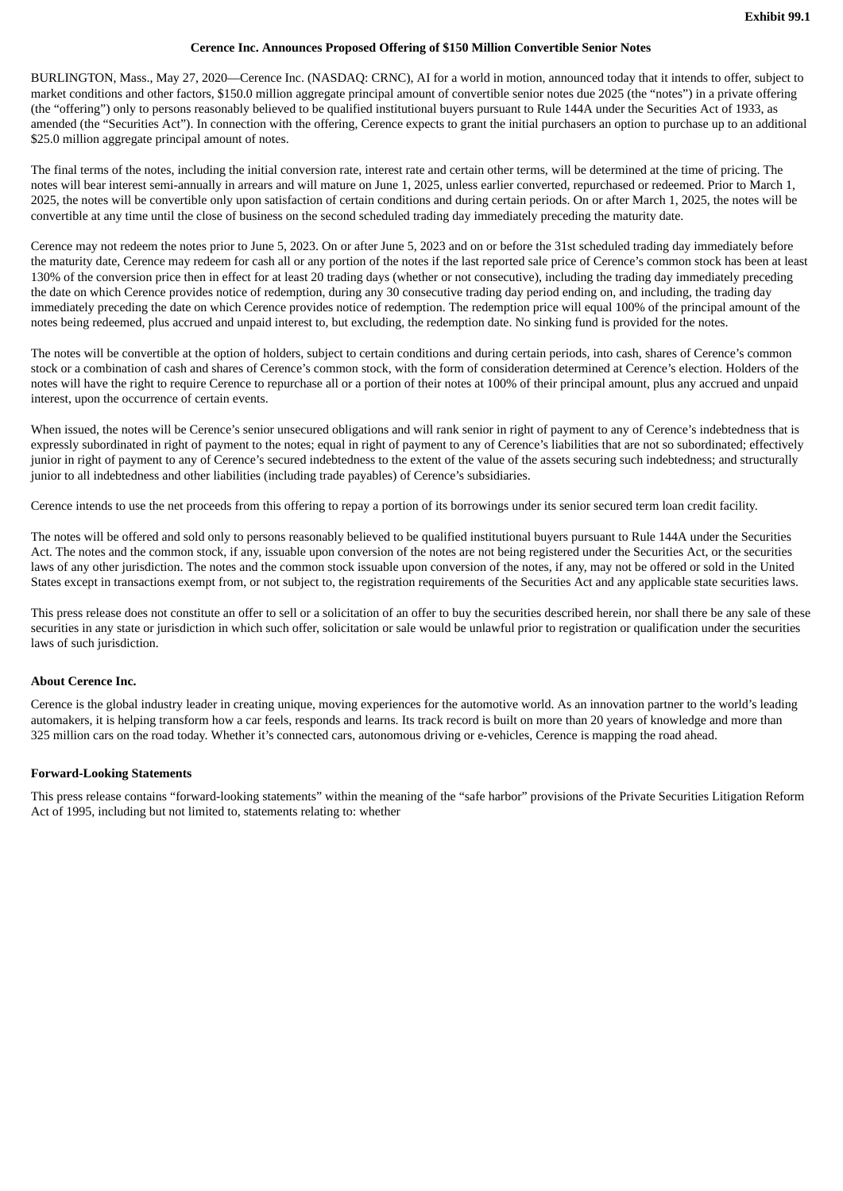**Exhibit 99.1**

**Cerence Inc. Announces Proposed Offering of $150 Million Convertible Senior Notes**

BURLINGTON, Mass., May 27, 2020—Cerence Inc. (NASDAQ: CRNC), AI for a world in motion, announced today that it intends to offer, subject to market conditions and other factors, $150.0 million aggregate principal amount of convertible senior notes due 2025 (the "notes") in a private offering (the "offering") only to persons reasonably believed to be qualified institutional buyers pursuant to Rule 144A under the Securities Act of 1933, as amended (the "Securities Act"). In connection with the offering, Cerence expects to grant the initial purchasers an option to purchase up to an additional $25.0 million aggregate principal amount of notes.

The final terms of the notes, including the initial conversion rate, interest rate and certain other terms, will be determined at the time of pricing. The notes will bear interest semi-annually in arrears and will mature on June 1, 2025, unless earlier converted, repurchased or redeemed. Prior to March 1, 2025, the notes will be convertible only upon satisfaction of certain conditions and during certain periods. On or after March 1, 2025, the notes will be convertible at any time until the close of business on the second scheduled trading day immediately preceding the maturity date.

Cerence may not redeem the notes prior to June 5, 2023. On or after June 5, 2023 and on or before the 31st scheduled trading day immediately before the maturity date, Cerence may redeem for cash all or any portion of the notes if the last reported sale price of Cerence's common stock has been at least 130% of the conversion price then in effect for at least 20 trading days (whether or not consecutive), including the trading day immediately preceding the date on which Cerence provides notice of redemption, during any 30 consecutive trading day period ending on, and including, the trading day immediately preceding the date on which Cerence provides notice of redemption. The redemption price will equal 100% of the principal amount of the notes being redeemed, plus accrued and unpaid interest to, but excluding, the redemption date. No sinking fund is provided for the notes.

The notes will be convertible at the option of holders, subject to certain conditions and during certain periods, into cash, shares of Cerence's common stock or a combination of cash and shares of Cerence's common stock, with the form of consideration determined at Cerence's election. Holders of the notes will have the right to require Cerence to repurchase all or a portion of their notes at 100% of their principal amount, plus any accrued and unpaid interest, upon the occurrence of certain events.

When issued, the notes will be Cerence's senior unsecured obligations and will rank senior in right of payment to any of Cerence's indebtedness that is expressly subordinated in right of payment to the notes; equal in right of payment to any of Cerence's liabilities that are not so subordinated; effectively junior in right of payment to any of Cerence's secured indebtedness to the extent of the value of the assets securing such indebtedness; and structurally junior to all indebtedness and other liabilities (including trade payables) of Cerence's subsidiaries.

Cerence intends to use the net proceeds from this offering to repay a portion of its borrowings under its senior secured term loan credit facility.

The notes will be offered and sold only to persons reasonably believed to be qualified institutional buyers pursuant to Rule 144A under the Securities Act. The notes and the common stock, if any, issuable upon conversion of the notes are not being registered under the Securities Act, or the securities laws of any other jurisdiction. The notes and the common stock issuable upon conversion of the notes, if any, may not be offered or sold in the United States except in transactions exempt from, or not subject to, the registration requirements of the Securities Act and any applicable state securities laws.

This press release does not constitute an offer to sell or a solicitation of an offer to buy the securities described herein, nor shall there be any sale of these securities in any state or jurisdiction in which such offer, solicitation or sale would be unlawful prior to registration or qualification under the securities laws of such jurisdiction.

**About Cerence Inc.**

Cerence is the global industry leader in creating unique, moving experiences for the automotive world. As an innovation partner to the world's leading automakers, it is helping transform how a car feels, responds and learns. Its track record is built on more than 20 years of knowledge and more than 325 million cars on the road today. Whether it's connected cars, autonomous driving or e-vehicles, Cerence is mapping the road ahead.

**Forward-Looking Statements**

This press release contains "forward-looking statements" within the meaning of the "safe harbor" provisions of the Private Securities Litigation Reform Act of 1995, including but not limited to, statements relating to: whether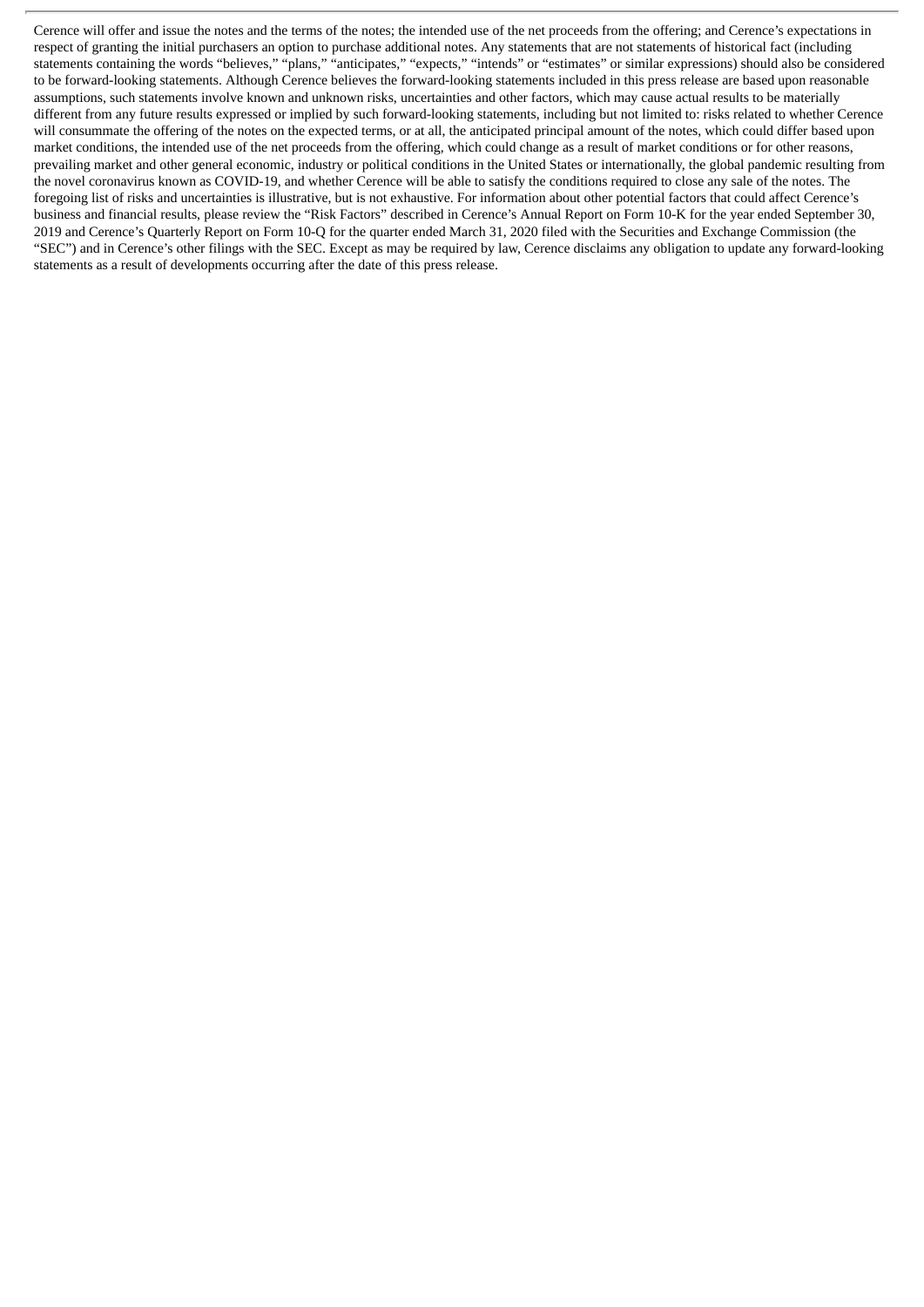Cerence will offer and issue the notes and the terms of the notes; the intended use of the net proceeds from the offering; and Cerence's expectations in respect of granting the initial purchasers an option to purchase additional notes. Any statements that are not statements of historical fact (including statements containing the words "believes," "plans," "anticipates," "expects," "intends" or "estimates" or similar expressions) should also be considered to be forward-looking statements. Although Cerence believes the forward-looking statements included in this press release are based upon reasonable assumptions, such statements involve known and unknown risks, uncertainties and other factors, which may cause actual results to be materially different from any future results expressed or implied by such forward-looking statements, including but not limited to: risks related to whether Cerence will consummate the offering of the notes on the expected terms, or at all, the anticipated principal amount of the notes, which could differ based upon market conditions, the intended use of the net proceeds from the offering, which could change as a result of market conditions or for other reasons, prevailing market and other general economic, industry or political conditions in the United States or internationally, the global pandemic resulting from the novel coronavirus known as COVID-19, and whether Cerence will be able to satisfy the conditions required to close any sale of the notes. The foregoing list of risks and uncertainties is illustrative, but is not exhaustive. For information about other potential factors that could affect Cerence's business and financial results, please review the "Risk Factors" described in Cerence's Annual Report on Form 10-K for the year ended September 30, 2019 and Cerence's Quarterly Report on Form 10-Q for the quarter ended March 31, 2020 filed with the Securities and Exchange Commission (the "SEC") and in Cerence's other filings with the SEC. Except as may be required by law, Cerence disclaims any obligation to update any forward-looking statements as a result of developments occurring after the date of this press release.